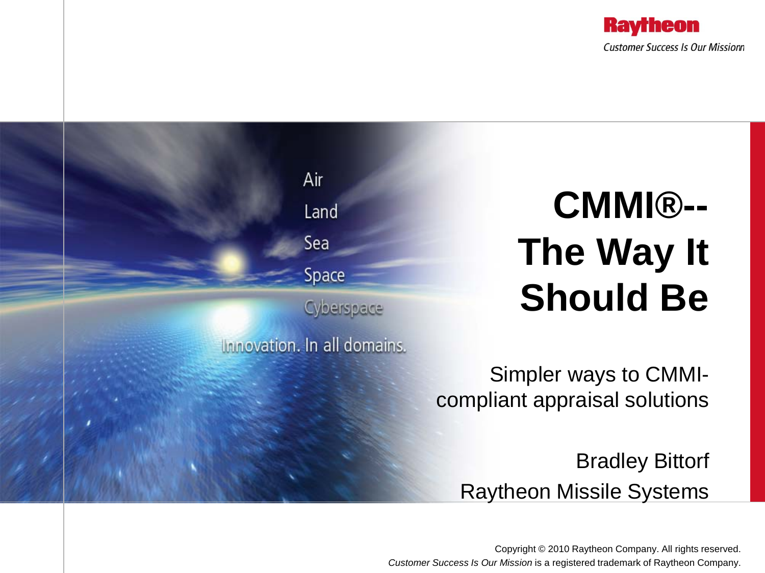Raytheon

*Customer Success Is Our Mission*

Air

Land

Sea

Space

Cyberspace

Innovation. In all domains.

# CMMI®-- The Way It Should Be

Simpler ways to CMMI-compliant appraisal solutions

Bradley Bittorf

Raytheon Missile Systems

Copyright © 2010 Raytheon Company. All rights reserved.
*Customer Success Is Our Mission* is a registered trademark of Raytheon Company.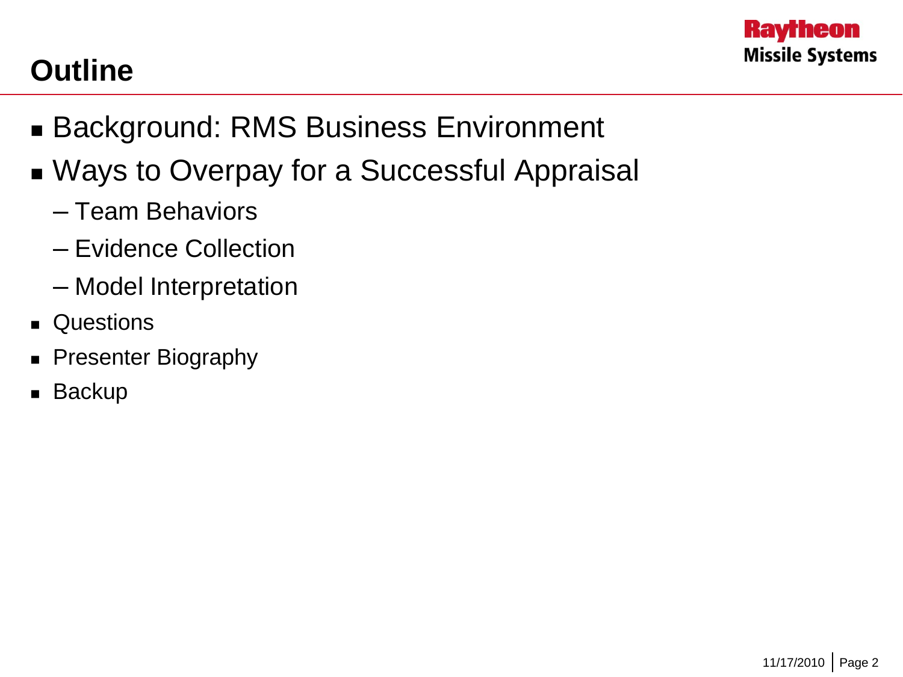# Outline

- Background: RMS Business Environment
- Ways to Overpay for a Successful Appraisal
  - Team Behaviors
  - Evidence Collection
  - Model Interpretation
- Questions
- Presenter Biography
- Backup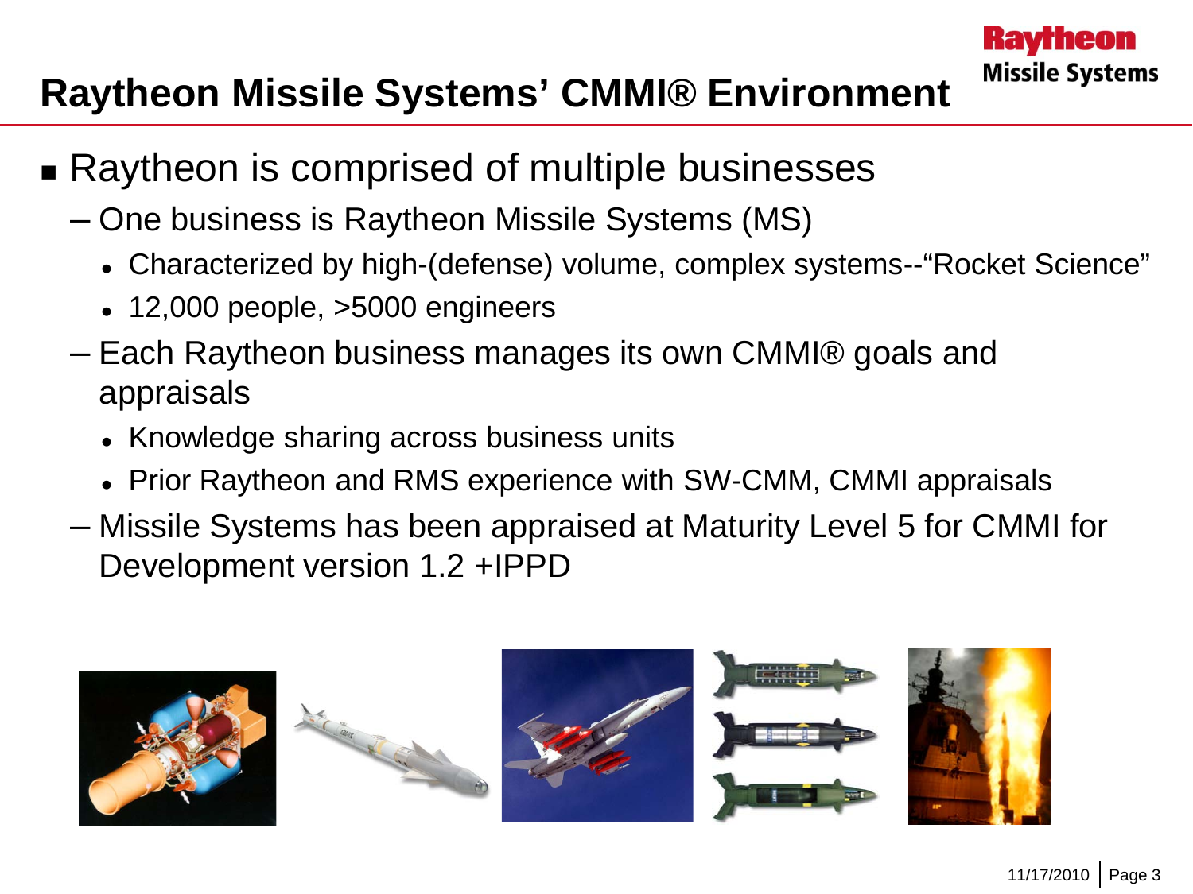# Raytheon Missile Systems' CMMI® Environment

- Raytheon is comprised of multiple businesses
  - One business is Raytheon Missile Systems (MS)
    - Characterized by high-(defense) volume, complex systems--"Rocket Science"
    - 12,000 people, >5000 engineers
  - Each Raytheon business manages its own CMMI® goals and appraisals
    - Knowledge sharing across business units
    - Prior Raytheon and RMS experience with SW-CMM, CMMI appraisals
  - Missile Systems has been appraised at Maturity Level 5 for CMMI for Development version 1.2 +IPPD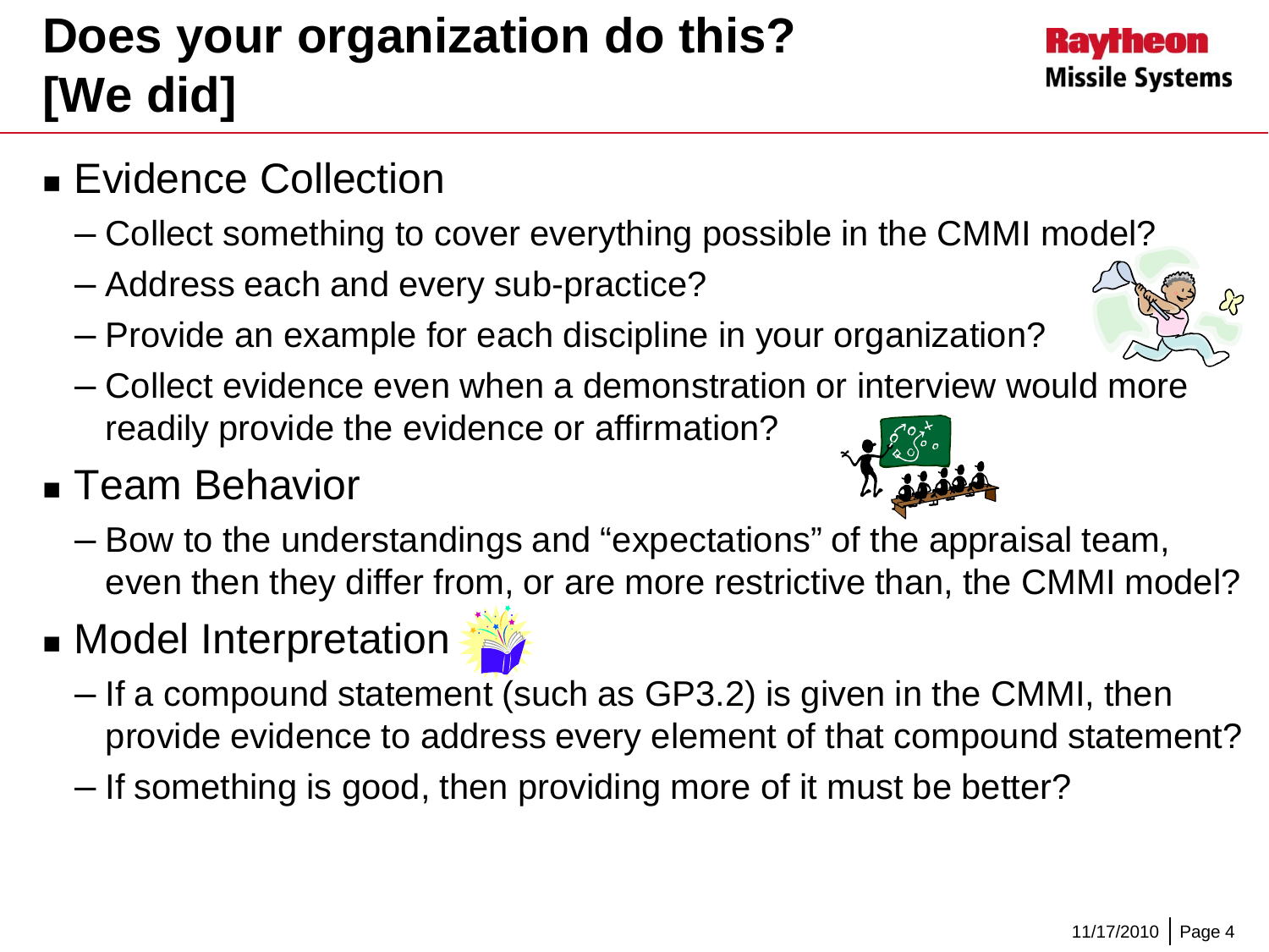# Does your organization do this? [We did]

- Evidence Collection
  - Collect something to cover everything possible in the CMMI model?
  - Address each and every sub-practice?
  - Provide an example for each discipline in your organization?
  - Collect evidence even when a demonstration or interview would more readily provide the evidence or affirmation?
- Team Behavior
  - Bow to the understandings and "expectations" of the appraisal team, even then they differ from, or are more restrictive than, the CMMI model?
- Model Interpretation
  - If a compound statement (such as GP3.2) is given in the CMMI, then provide evidence to address every element of that compound statement?
  - If something is good, then providing more of it must be better?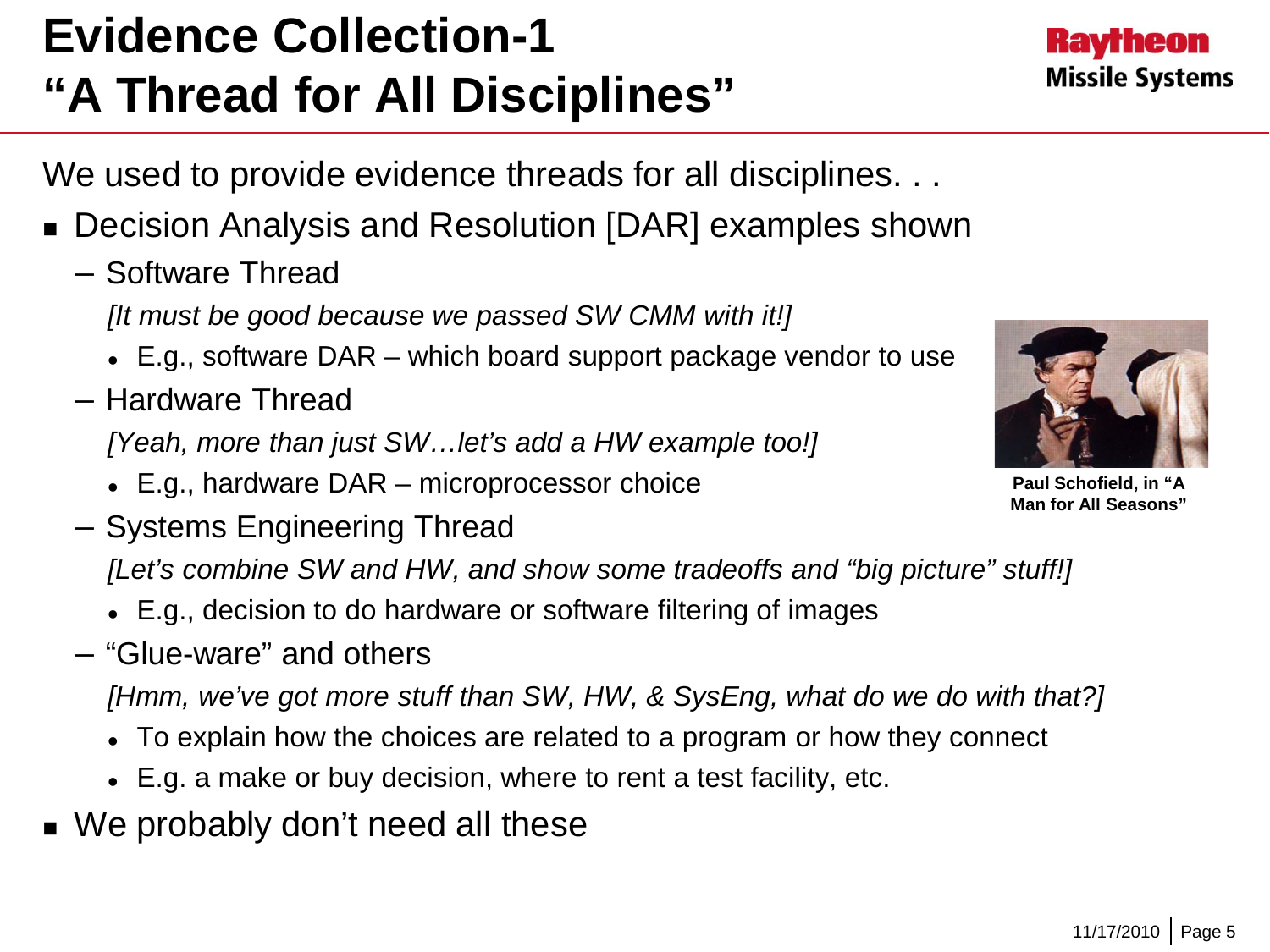# Evidence Collection-1
# "A Thread for All Disciplines"

We used to provide evidence threads for all disciplines. . .

- Decision Analysis and Resolution [DAR] examples shown
  - Software Thread

    *[It must be good because we passed SW CMM with it!]*

    - E.g., software DAR – which board support package vendor to use
  - Hardware Thread

    *[Yeah, more than just SW…let's add a HW example too!]*

    - E.g., hardware DAR – microprocessor choice
  - Systems Engineering Thread

    *[Let's combine SW and HW, and show some tradeoffs and "big picture" stuff!]*

    - E.g., decision to do hardware or software filtering of images
  - "Glue-ware" and others

    *[Hmm, we've got more stuff than SW, HW, & SysEng, what do we do with that?]*

    - To explain how the choices are related to a program or how they connect
    - E.g. a make or buy decision, where to rent a test facility, etc.
- We probably don't need all these

**Paul Schofield, in "A Man for All Seasons"**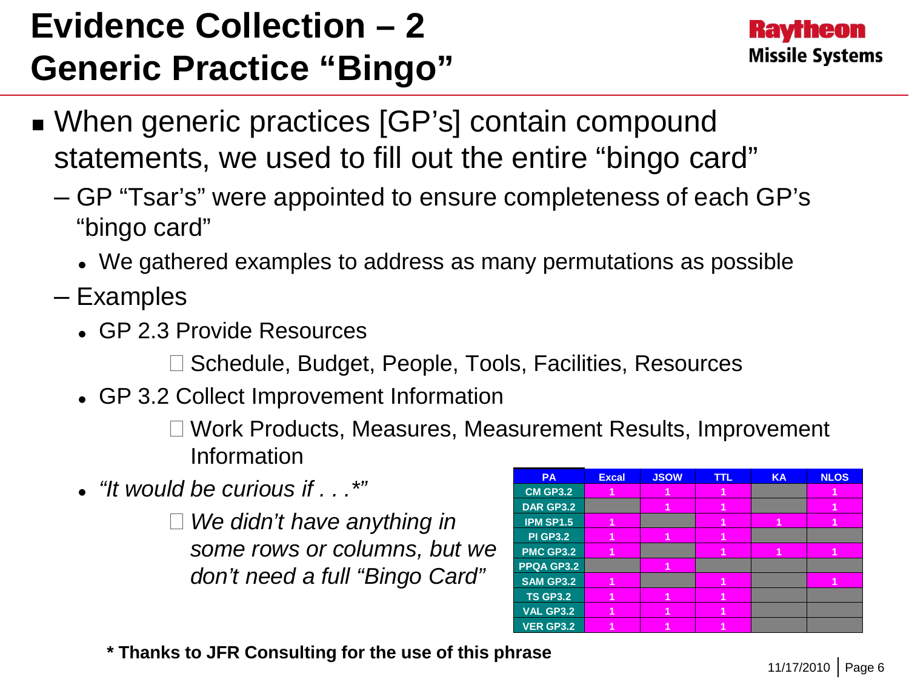# Evidence Collection – 2
# Generic Practice "Bingo"

- When generic practices [GP's] contain compound statements, we used to fill out the entire "bingo card"
  - GP "Tsar's" were appointed to ensure completeness of each GP's "bingo card"
    - We gathered examples to address as many permutations as possible
  - Examples
    - GP 2.3 Provide Resources
      - Schedule, Budget, People, Tools, Facilities, Resources
    - GP 3.2 Collect Improvement Information
      - Work Products, Measures, Measurement Results, Improvement Information
    - *"It would be curious if . . .\*"*
      - *We didn't have anything in some rows or columns, but we don't need a full "Bingo Card"*

| PA | Excal | JSOW | TTL | KA | NLOS |
|---|---|---|---|---|---|
| CM GP3.2 | 1 | 1 | 1 | | 1 |
| DAR GP3.2 | | 1 | 1 | | 1 |
| IPM SP1.5 | 1 | | 1 | 1 | 1 |
| PI GP3.2 | 1 | 1 | 1 | | |
| PMC GP3.2 | 1 | | 1 | 1 | 1 |
| PPQA GP3.2 | | 1 | | | |
| SAM GP3.2 | 1 | | 1 | | 1 |
| TS GP3.2 | 1 | 1 | 1 | | |
| VAL GP3.2 | 1 | 1 | 1 | | |
| VER GP3.2 | 1 | 1 | 1 | | |

**\* Thanks to JFR Consulting for the use of this phrase**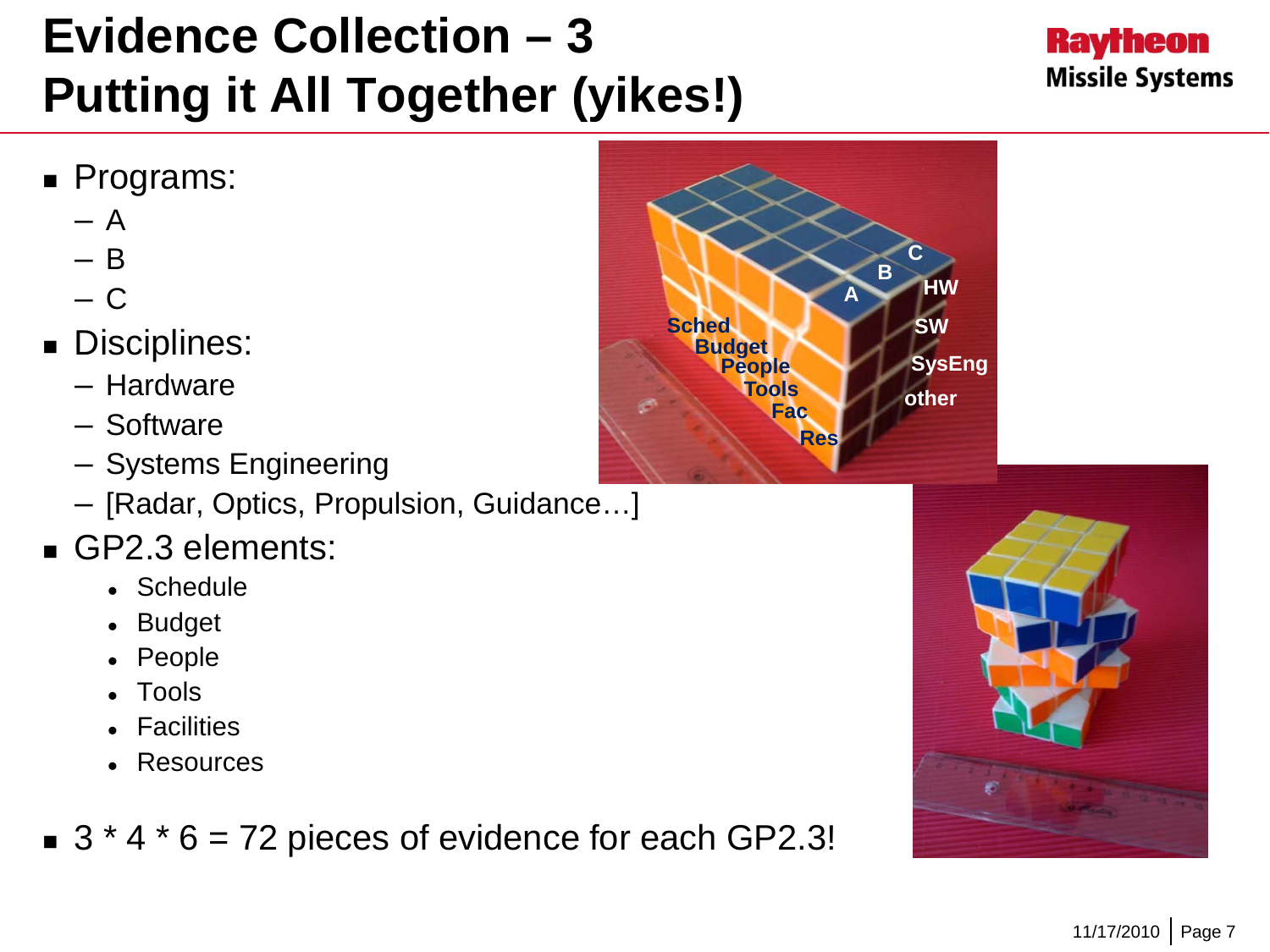# Evidence Collection – 3
# Putting it All Together (yikes!)

- Programs:
  - A
  - B
  - C
- Disciplines:
  - Hardware
  - Software
  - Systems Engineering
  - [Radar, Optics, Propulsion, Guidance…]
- GP2.3 elements:
  - Schedule
  - Budget
  - People
  - Tools
  - Facilities
  - Resources
- 3 * 4 * 6 = 72 pieces of evidence for each GP2.3!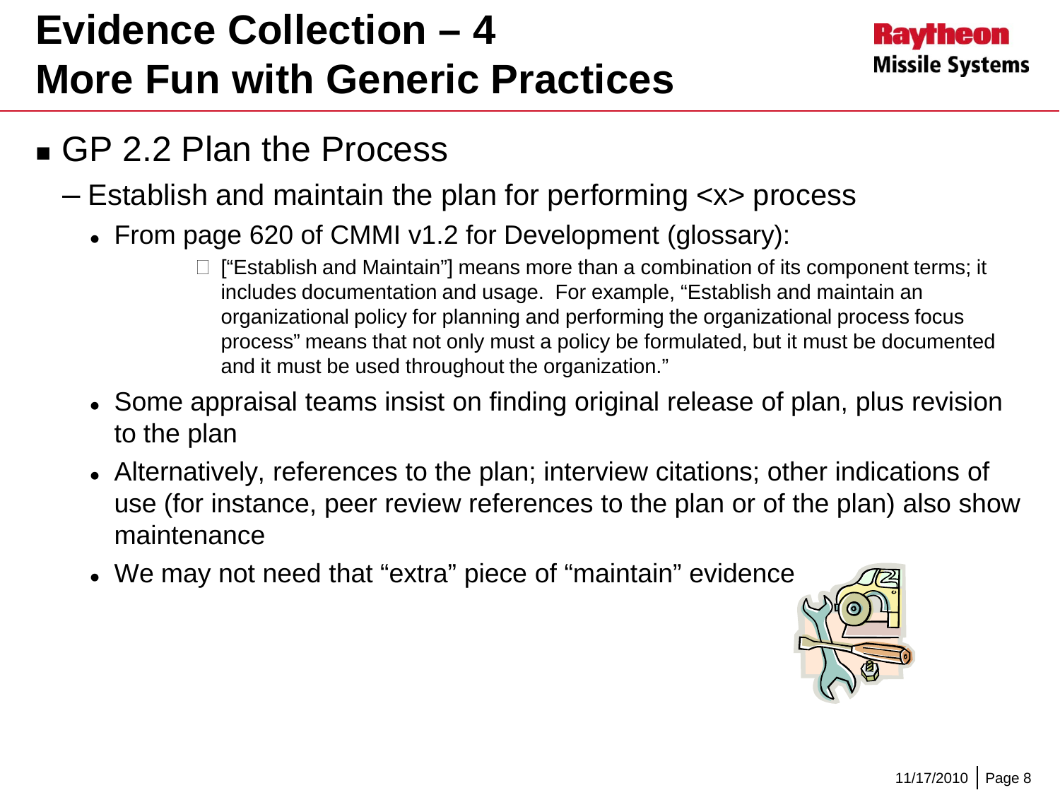# Evidence Collection – 4
# More Fun with Generic Practices

- GP 2.2 Plan the Process
  - Establish and maintain the plan for performing <x> process
    - From page 620 of CMMI v1.2 for Development (glossary):
      - ["Establish and Maintain"] means more than a combination of its component terms; it includes documentation and usage. For example, "Establish and maintain an organizational policy for planning and performing the organizational process focus process" means that not only must a policy be formulated, but it must be documented and it must be used throughout the organization."
    - Some appraisal teams insist on finding original release of plan, plus revision to the plan
    - Alternatively, references to the plan; interview citations; other indications of use (for instance, peer review references to the plan or of the plan) also show maintenance
    - We may not need that "extra" piece of "maintain" evidence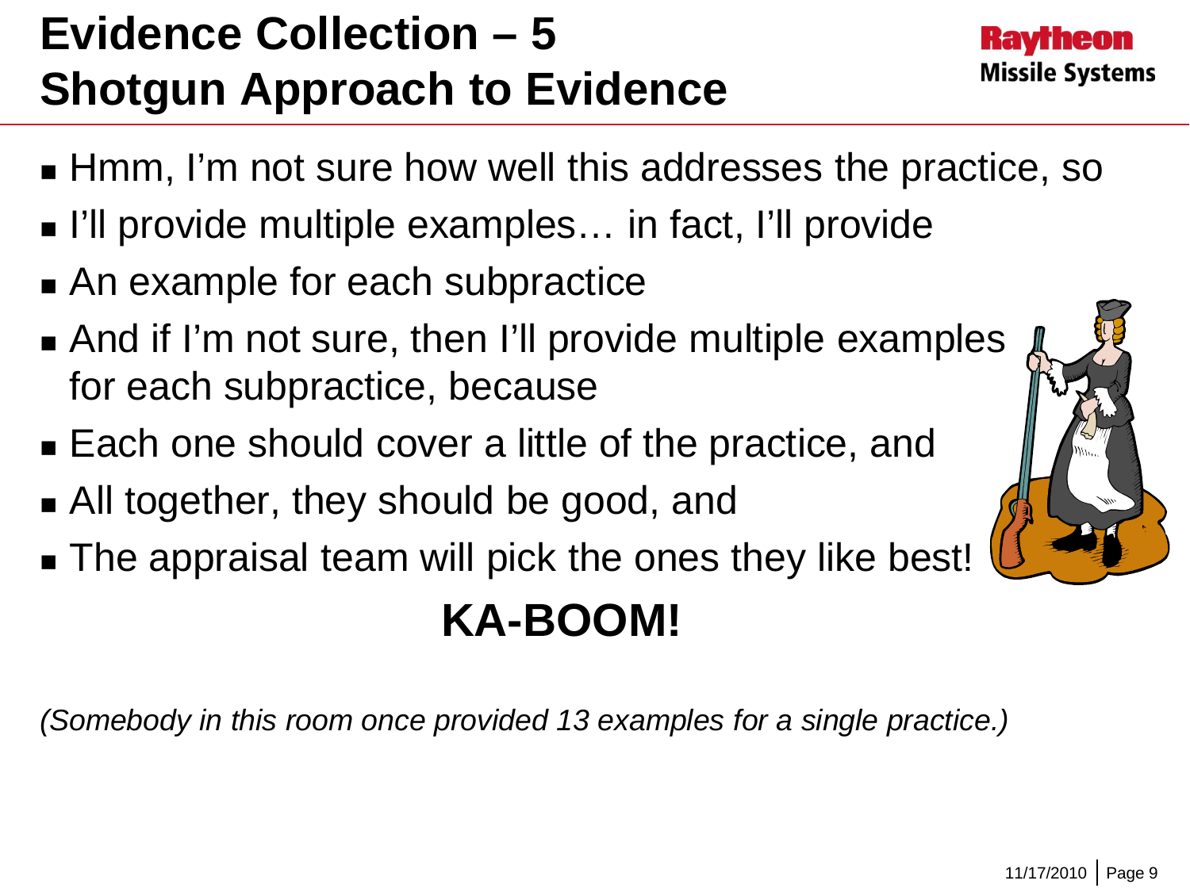# Evidence Collection – 5
# Shotgun Approach to Evidence

- Hmm, I'm not sure how well this addresses the practice, so
- I'll provide multiple examples… in fact, I'll provide
- An example for each subpractice
- And if I'm not sure, then I'll provide multiple examples for each subpractice, because
- Each one should cover a little of the practice, and
- All together, they should be good, and
- The appraisal team will pick the ones they like best!

**KA-BOOM!**

*(Somebody in this room once provided 13 examples for a single practice.)*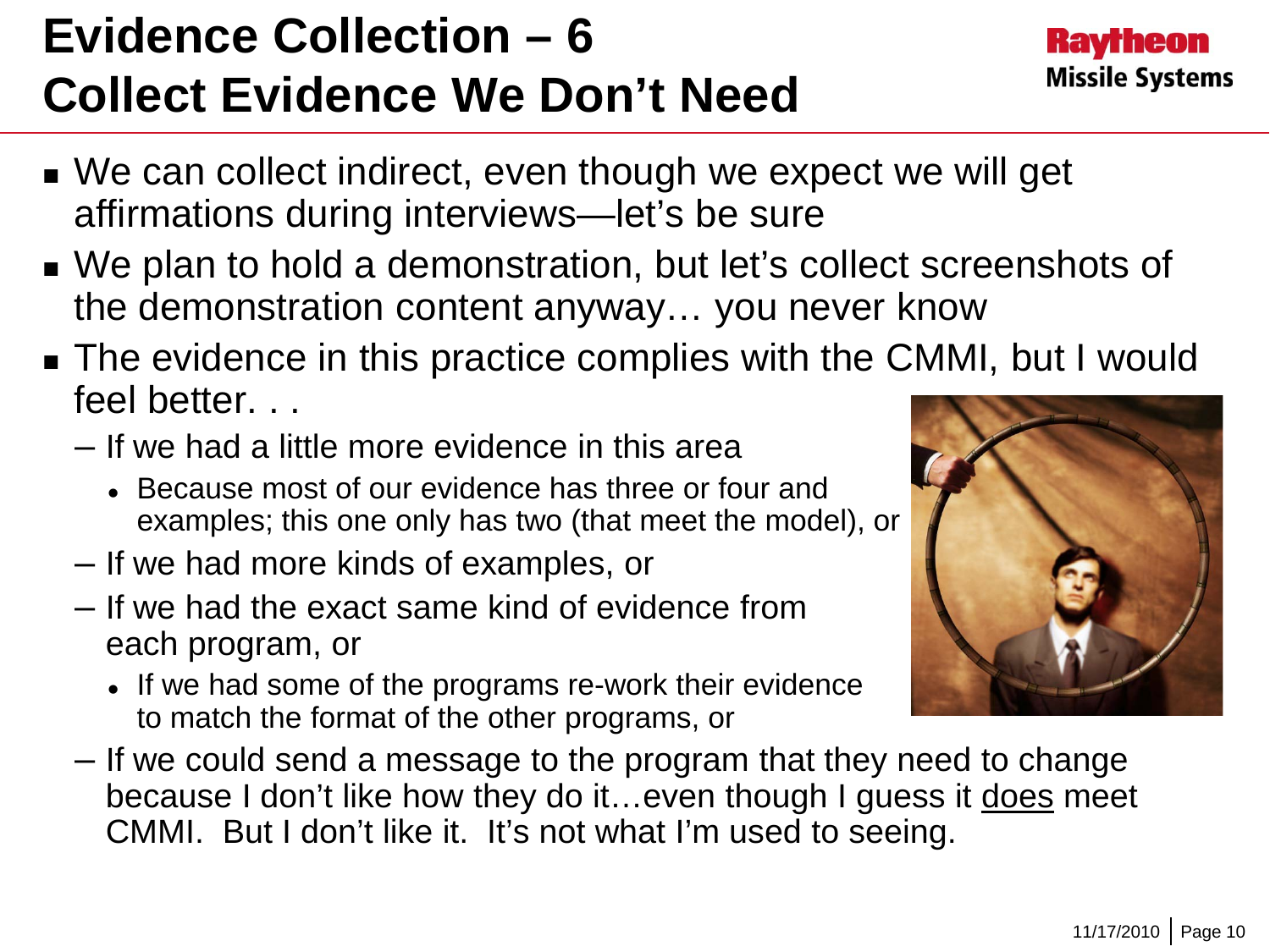# Evidence Collection – 6
# Collect Evidence We Don't Need

- We can collect indirect, even though we expect we will get affirmations during interviews—let's be sure
- We plan to hold a demonstration, but let's collect screenshots of the demonstration content anyway… you never know
- The evidence in this practice complies with the CMMI, but I would feel better. . .
  - If we had a little more evidence in this area
    - Because most of our evidence has three or four and examples; this one only has two (that meet the model), or
  - If we had more kinds of examples, or
  - If we had the exact same kind of evidence from each program, or
    - If we had some of the programs re-work their evidence to match the format of the other programs, or
  - If we could send a message to the program that they need to change because I don't like how they do it…even though I guess it <u>does</u> meet CMMI. But I don't like it. It's not what I'm used to seeing.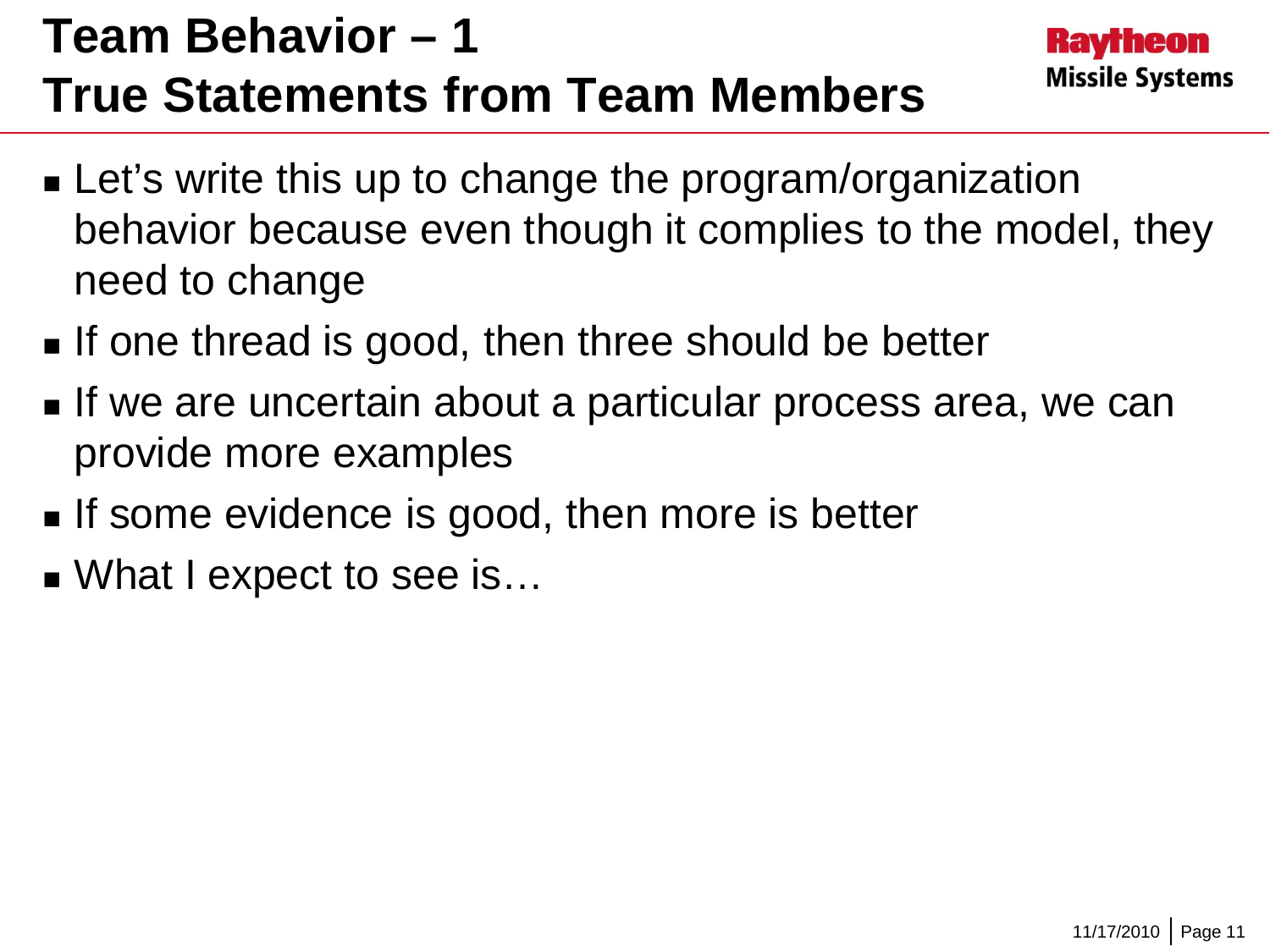# Team Behavior – 1
# True Statements from Team Members

- Let's write this up to change the program/organization behavior because even though it complies to the model, they need to change
- If one thread is good, then three should be better
- If we are uncertain about a particular process area, we can provide more examples
- If some evidence is good, then more is better
- What I expect to see is…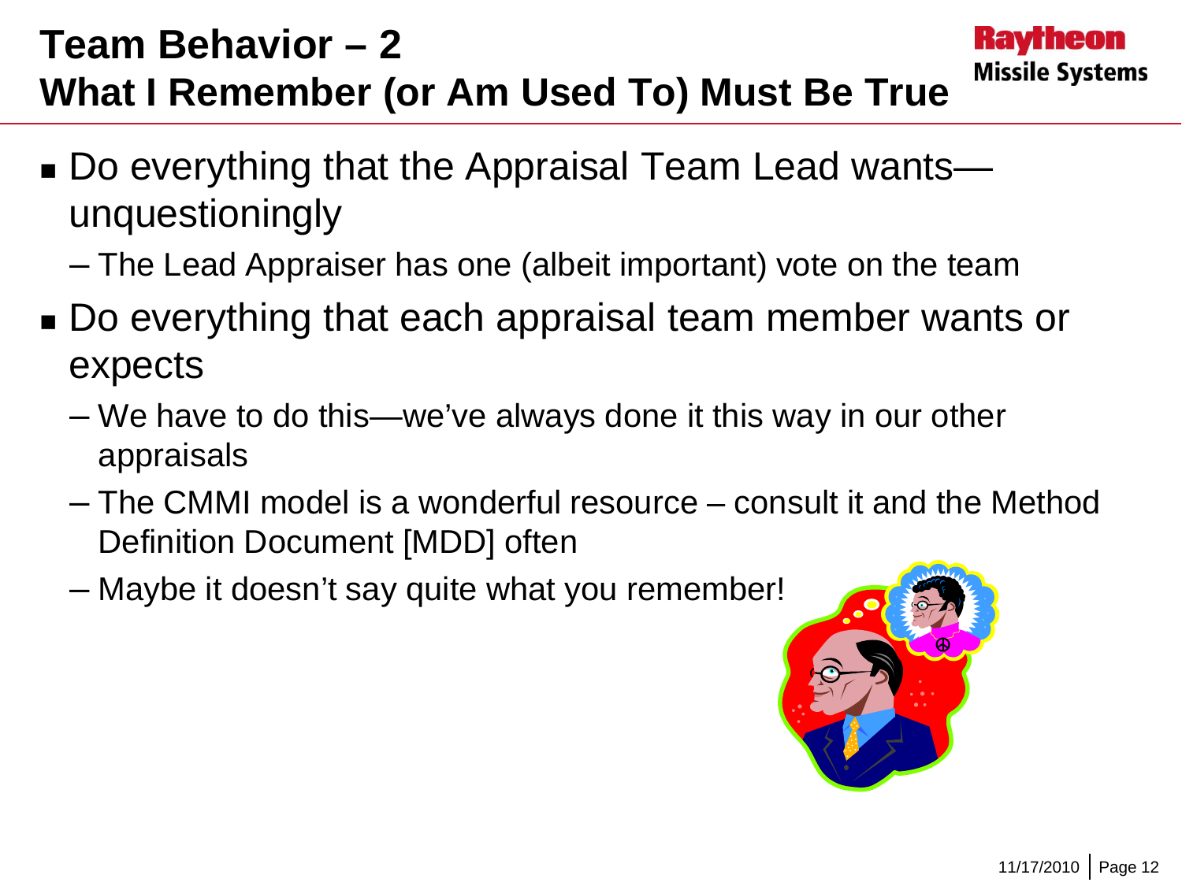# Team Behavior – 2
## What I Remember (or Am Used To) Must Be True

- Do everything that the Appraisal Team Lead wants—unquestioningly
  - The Lead Appraiser has one (albeit important) vote on the team
- Do everything that each appraisal team member wants or expects
  - We have to do this—we've always done it this way in our other appraisals
  - The CMMI model is a wonderful resource – consult it and the Method Definition Document [MDD] often
  - Maybe it doesn't say quite what you remember!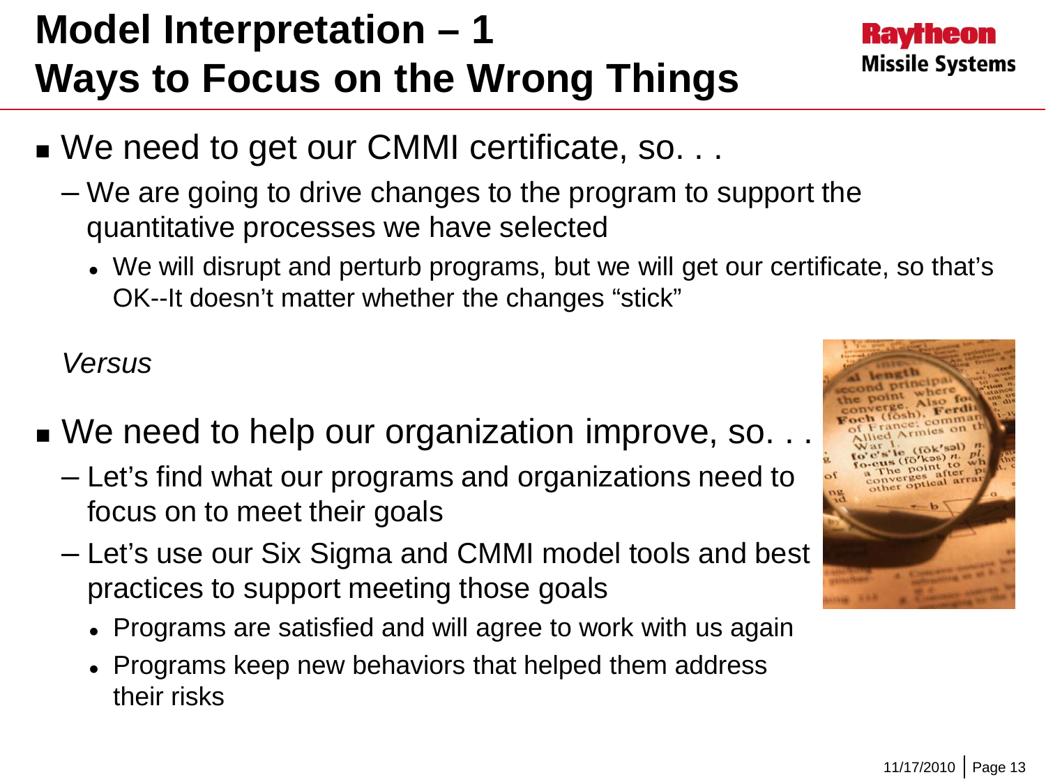# Model Interpretation – 1
# Ways to Focus on the Wrong Things

- We need to get our CMMI certificate, so. . .
  - We are going to drive changes to the program to support the quantitative processes we have selected
    - We will disrupt and perturb programs, but we will get our certificate, so that's OK--It doesn't matter whether the changes "stick"

*Versus*

- We need to help our organization improve, so. . .
  - Let's find what our programs and organizations need to focus on to meet their goals
  - Let's use our Six Sigma and CMMI model tools and best practices to support meeting those goals
    - Programs are satisfied and will agree to work with us again
    - Programs keep new behaviors that helped them address their risks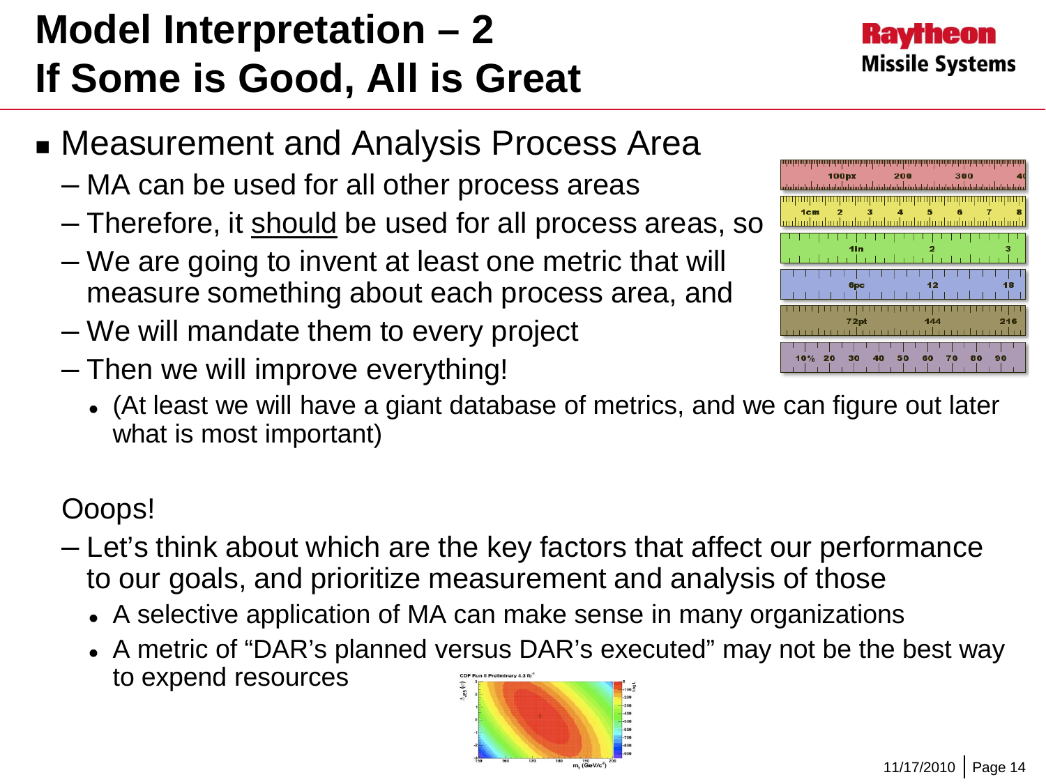# Model Interpretation – 2
# If Some is Good, All is Great

- Measurement and Analysis Process Area
  - MA can be used for all other process areas
  - Therefore, it should be used for all process areas, so
  - We are going to invent at least one metric that will measure something about each process area, and
  - We will mandate them to every project
  - Then we will improve everything!
    - (At least we will have a giant database of metrics, and we can figure out later what is most important)

Ooops!

- Let's think about which are the key factors that affect our performance to our goals, and prioritize measurement and analysis of those
  - A selective application of MA can make sense in many organizations
  - A metric of "DAR's planned versus DAR's executed" may not be the best way to expend resources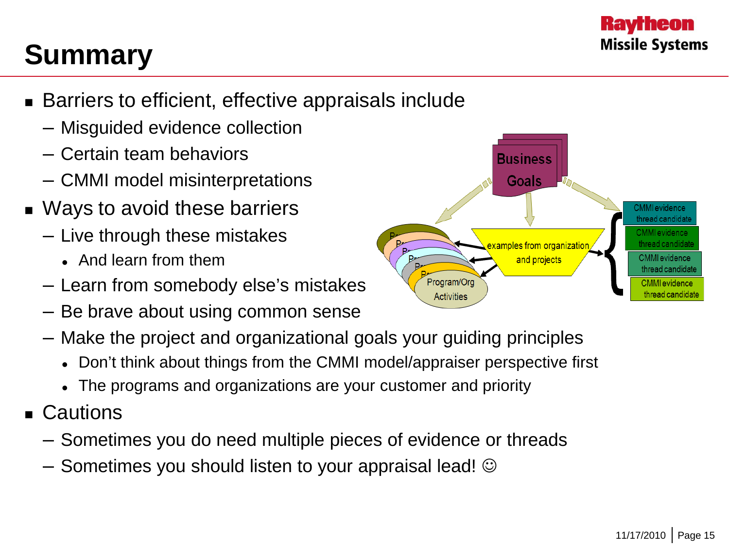# Summary

- Barriers to efficient, effective appraisals include
  - Misguided evidence collection
  - Certain team behaviors
  - CMMI model misinterpretations
- Ways to avoid these barriers
  - Live through these mistakes
    - And learn from them
  - Learn from somebody else's mistakes
  - Be brave about using common sense
  - Make the project and organizational goals your guiding principles
    - Don't think about things from the CMMI model/appraiser perspective first
    - The programs and organizations are your customer and priority
- Cautions
  - Sometimes you do need multiple pieces of evidence or threads
  - Sometimes you should listen to your appraisal lead! ☺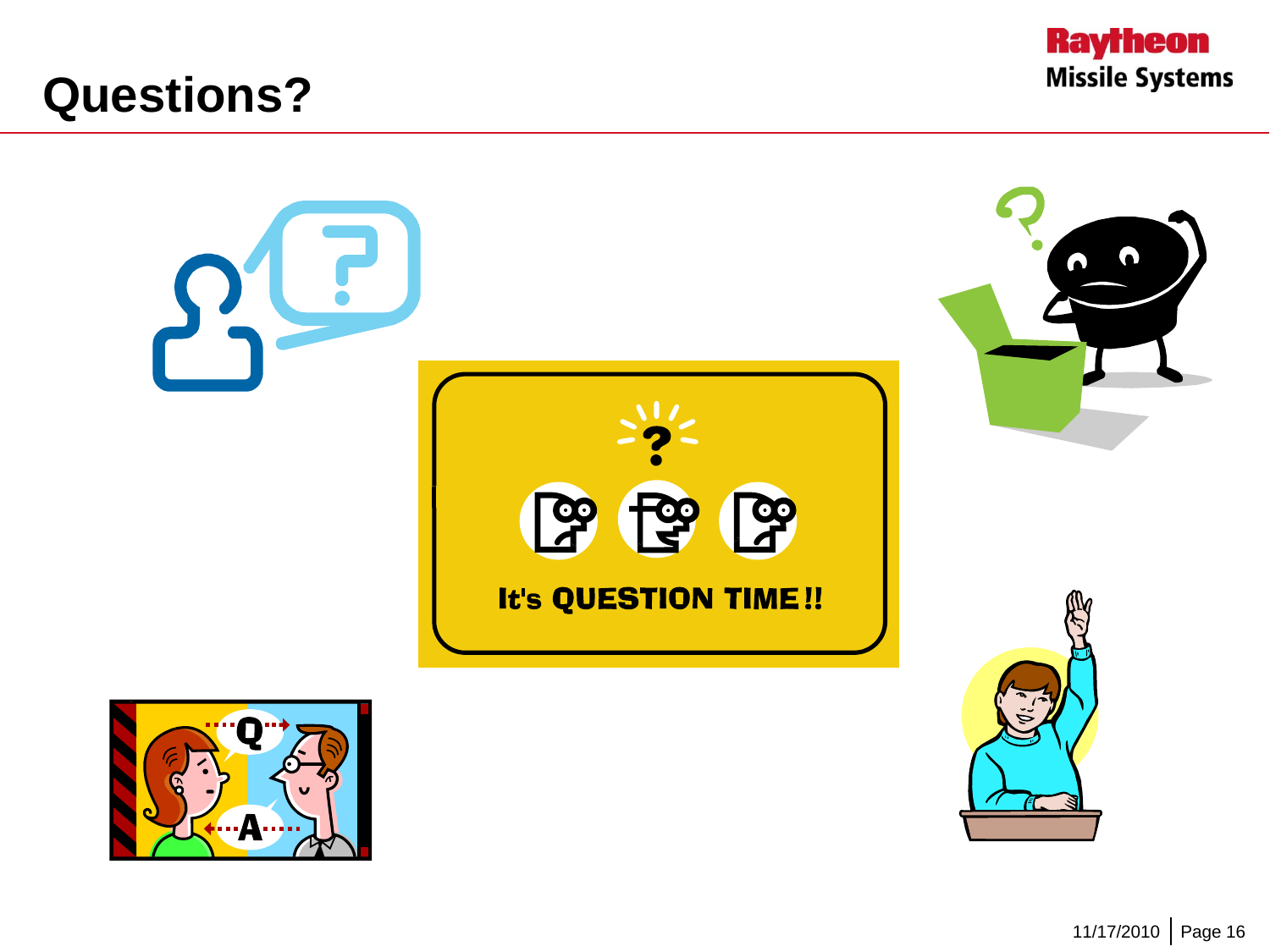# Questions?

It's QUESTION TIME!!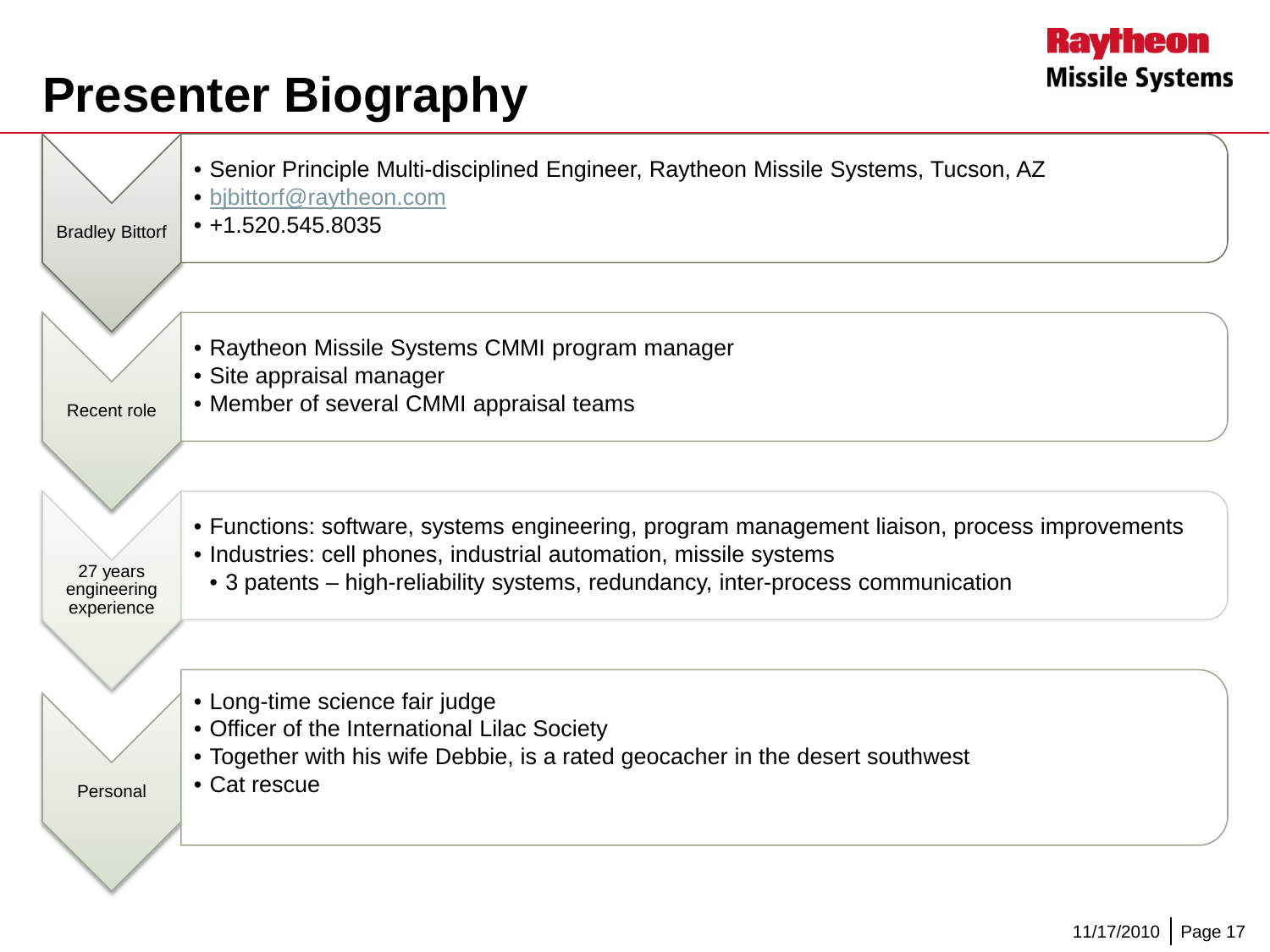# Presenter Biography

Raytheon Missile Systems

**Bradley Bittorf**

- Senior Principle Multi-disciplined Engineer, Raytheon Missile Systems, Tucson, AZ
- bjbittorf@raytheon.com
- +1.520.545.8035

**Recent role**

- Raytheon Missile Systems CMMI program manager
- Site appraisal manager
- Member of several CMMI appraisal teams

**27 years engineering experience**

- Functions: software, systems engineering, program management liaison, process improvements
- Industries: cell phones, industrial automation, missile systems
  - 3 patents – high-reliability systems, redundancy, inter-process communication

**Personal**

- Long-time science fair judge
- Officer of the International Lilac Society
- Together with his wife Debbie, is a rated geocacher in the desert southwest
- Cat rescue

11/17/2010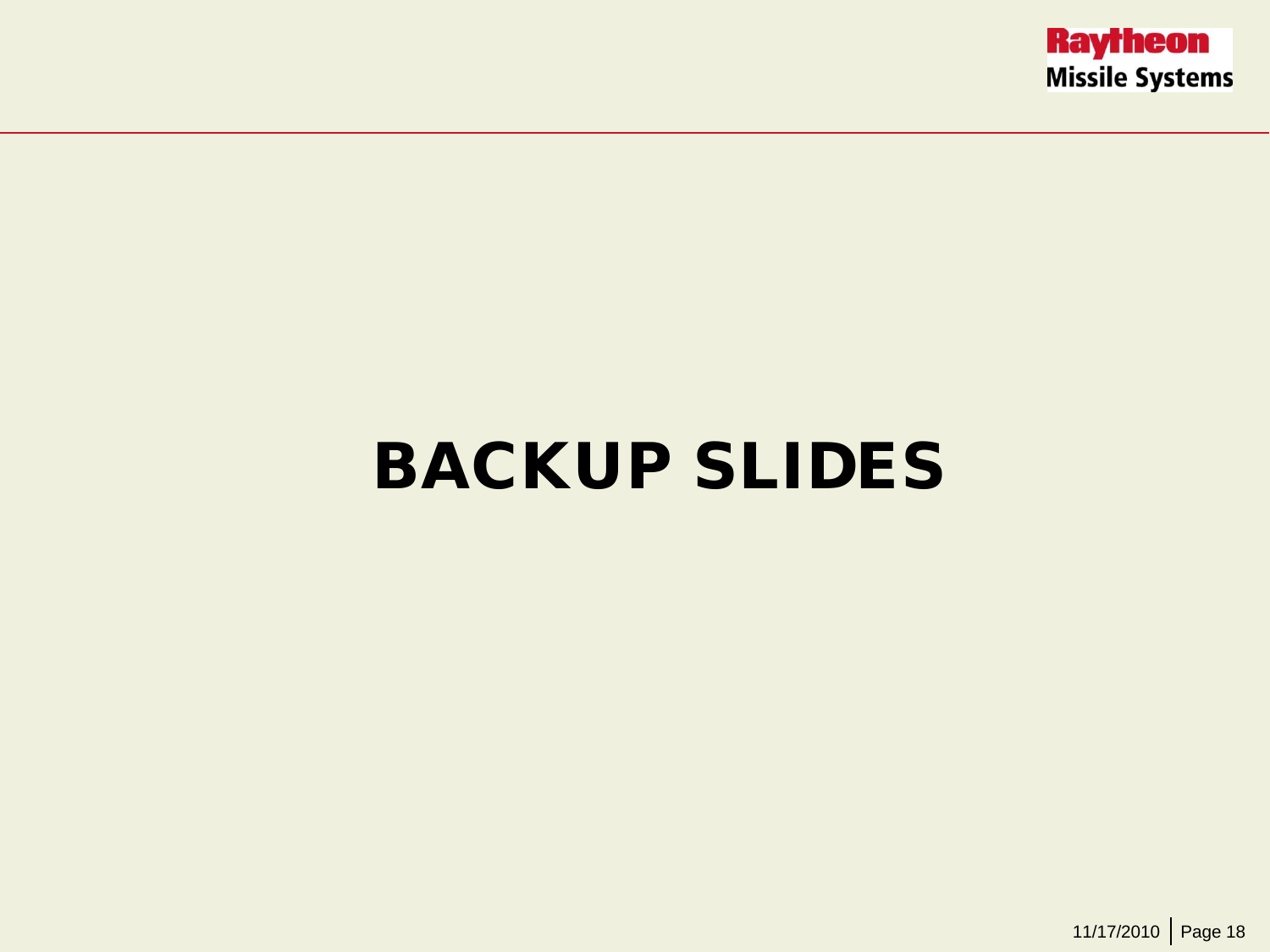# BACKUP SLIDES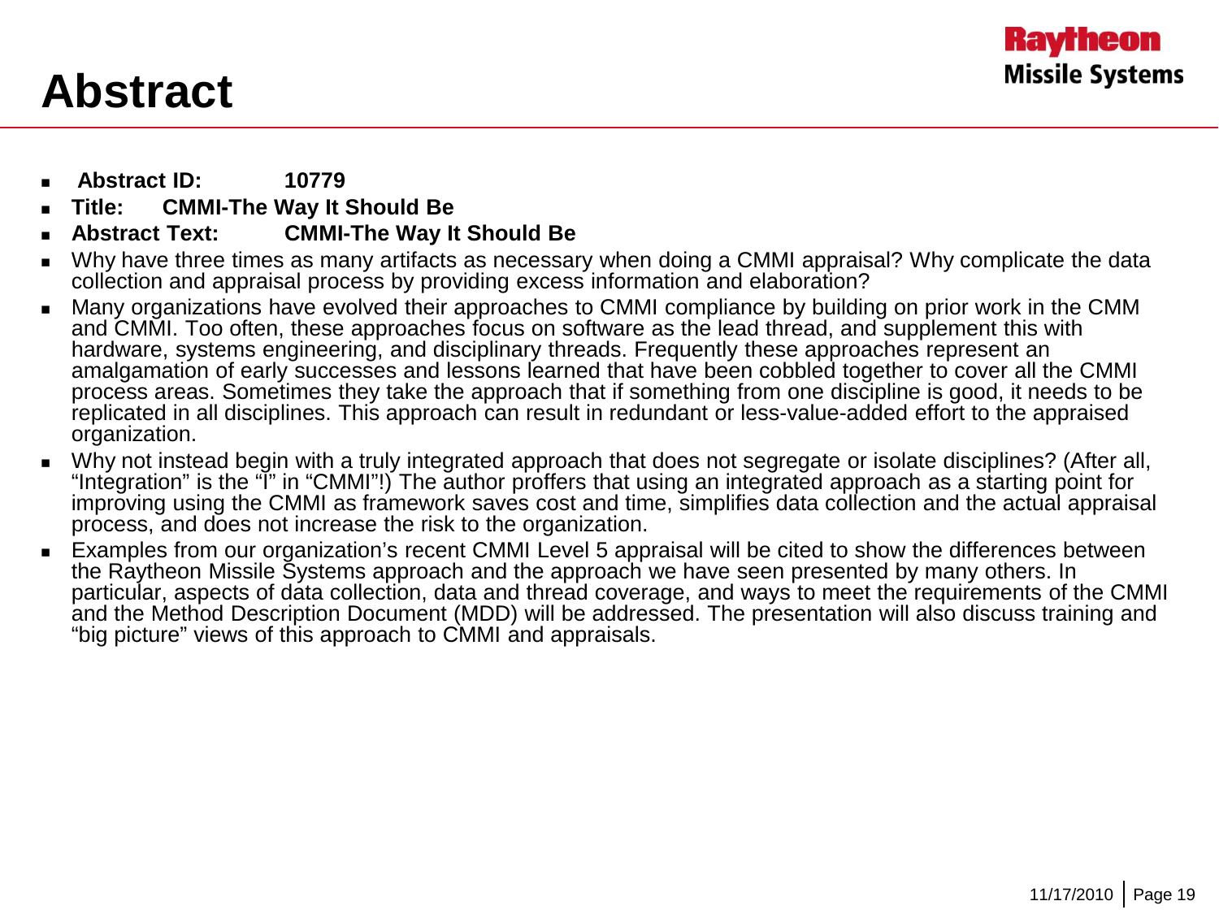# Abstract

Raytheon Missile Systems

- **Abstract ID: 10779**
- **Title: CMMI-The Way It Should Be**
- **Abstract Text: CMMI-The Way It Should Be**
- Why have three times as many artifacts as necessary when doing a CMMI appraisal? Why complicate the data collection and appraisal process by providing excess information and elaboration?
- Many organizations have evolved their approaches to CMMI compliance by building on prior work in the CMM and CMMI. Too often, these approaches focus on software as the lead thread, and supplement this with hardware, systems engineering, and disciplinary threads. Frequently these approaches represent an amalgamation of early successes and lessons learned that have been cobbled together to cover all the CMMI process areas. Sometimes they take the approach that if something from one discipline is good, it needs to be replicated in all disciplines. This approach can result in redundant or less-value-added effort to the appraised organization.
- Why not instead begin with a truly integrated approach that does not segregate or isolate disciplines? (After all, "Integration" is the "I" in "CMMI"!) The author proffers that using an integrated approach as a starting point for improving using the CMMI as framework saves cost and time, simplifies data collection and the actual appraisal process, and does not increase the risk to the organization.
- Examples from our organization's recent CMMI Level 5 appraisal will be cited to show the differences between the Raytheon Missile Systems approach and the approach we have seen presented by many others. In particular, aspects of data collection, data and thread coverage, and ways to meet the requirements of the CMMI and the Method Description Document (MDD) will be addressed. The presentation will also discuss training and "big picture" views of this approach to CMMI and appraisals.